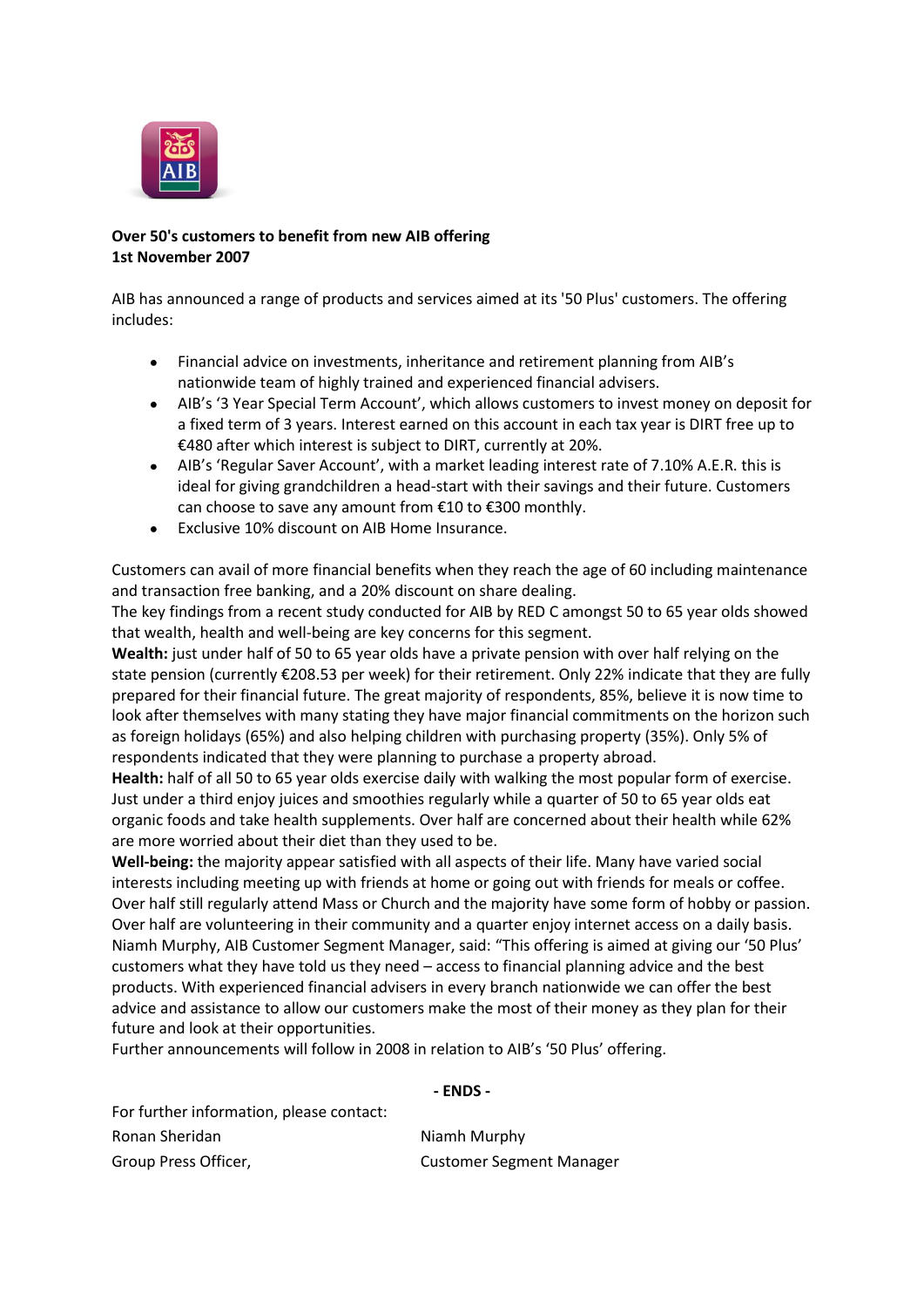**Over 50's customers to benefit from new AIB offering**
**1st November 2007**

AIB has announced a range of products and services aimed at its '50 Plus' customers. The offering includes:

- Financial advice on investments, inheritance and retirement planning from AIB's nationwide team of highly trained and experienced financial advisers.
- AIB's '3 Year Special Term Account', which allows customers to invest money on deposit for a fixed term of 3 years. Interest earned on this account in each tax year is DIRT free up to €480 after which interest is subject to DIRT, currently at 20%.
- AIB's 'Regular Saver Account', with a market leading interest rate of 7.10% A.E.R. this is ideal for giving grandchildren a head-start with their savings and their future. Customers can choose to save any amount from €10 to €300 monthly.
- Exclusive 10% discount on AIB Home Insurance.

Customers can avail of more financial benefits when they reach the age of 60 including maintenance and transaction free banking, and a 20% discount on share dealing.

The key findings from a recent study conducted for AIB by RED C amongst 50 to 65 year olds showed that wealth, health and well-being are key concerns for this segment.

**Wealth:** just under half of 50 to 65 year olds have a private pension with over half relying on the state pension (currently €208.53 per week) for their retirement. Only 22% indicate that they are fully prepared for their financial future. The great majority of respondents, 85%, believe it is now time to look after themselves with many stating they have major financial commitments on the horizon such as foreign holidays (65%) and also helping children with purchasing property (35%). Only 5% of respondents indicated that they were planning to purchase a property abroad.

**Health:** half of all 50 to 65 year olds exercise daily with walking the most popular form of exercise. Just under a third enjoy juices and smoothies regularly while a quarter of 50 to 65 year olds eat organic foods and take health supplements. Over half are concerned about their health while 62% are more worried about their diet than they used to be.

**Well-being:** the majority appear satisfied with all aspects of their life. Many have varied social interests including meeting up with friends at home or going out with friends for meals or coffee. Over half still regularly attend Mass or Church and the majority have some form of hobby or passion. Over half are volunteering in their community and a quarter enjoy internet access on a daily basis.

Niamh Murphy, AIB Customer Segment Manager, said: "This offering is aimed at giving our '50 Plus' customers what they have told us they need – access to financial planning advice and the best products. With experienced financial advisers in every branch nationwide we can offer the best advice and assistance to allow our customers make the most of their money as they plan for their future and look at their opportunities.

Further announcements will follow in 2008 in relation to AIB's '50 Plus' offering.

**- ENDS -**

For further information, please contact:

Ronan Sheridan
Group Press Officer,

Niamh Murphy
Customer Segment Manager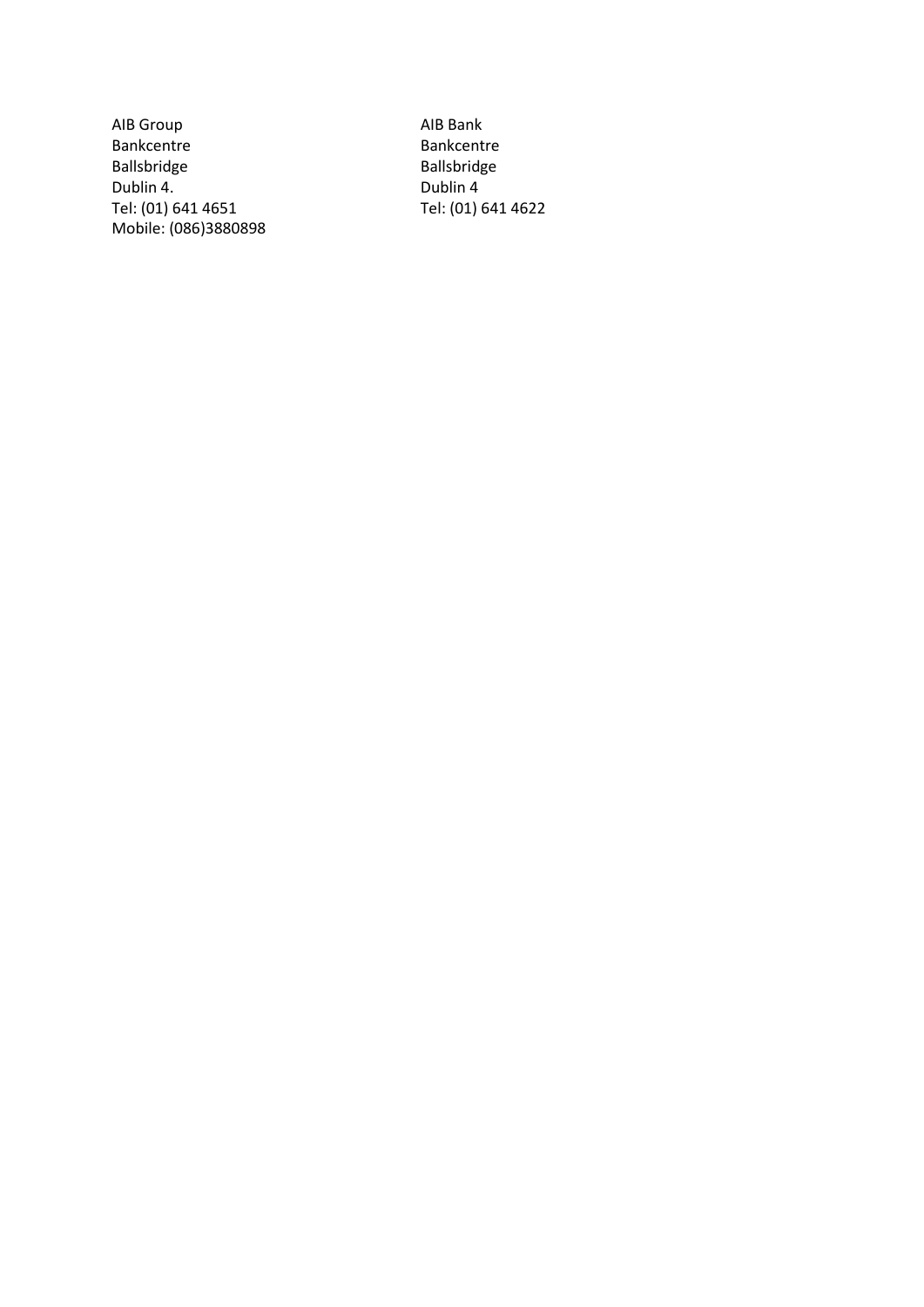AIB Group
Bankcentre
Ballsbridge
Dublin 4.
Tel: (01) 641 4651
Mobile: (086)3880898

AIB Bank
Bankcentre
Ballsbridge
Dublin 4
Tel: (01) 641 4622